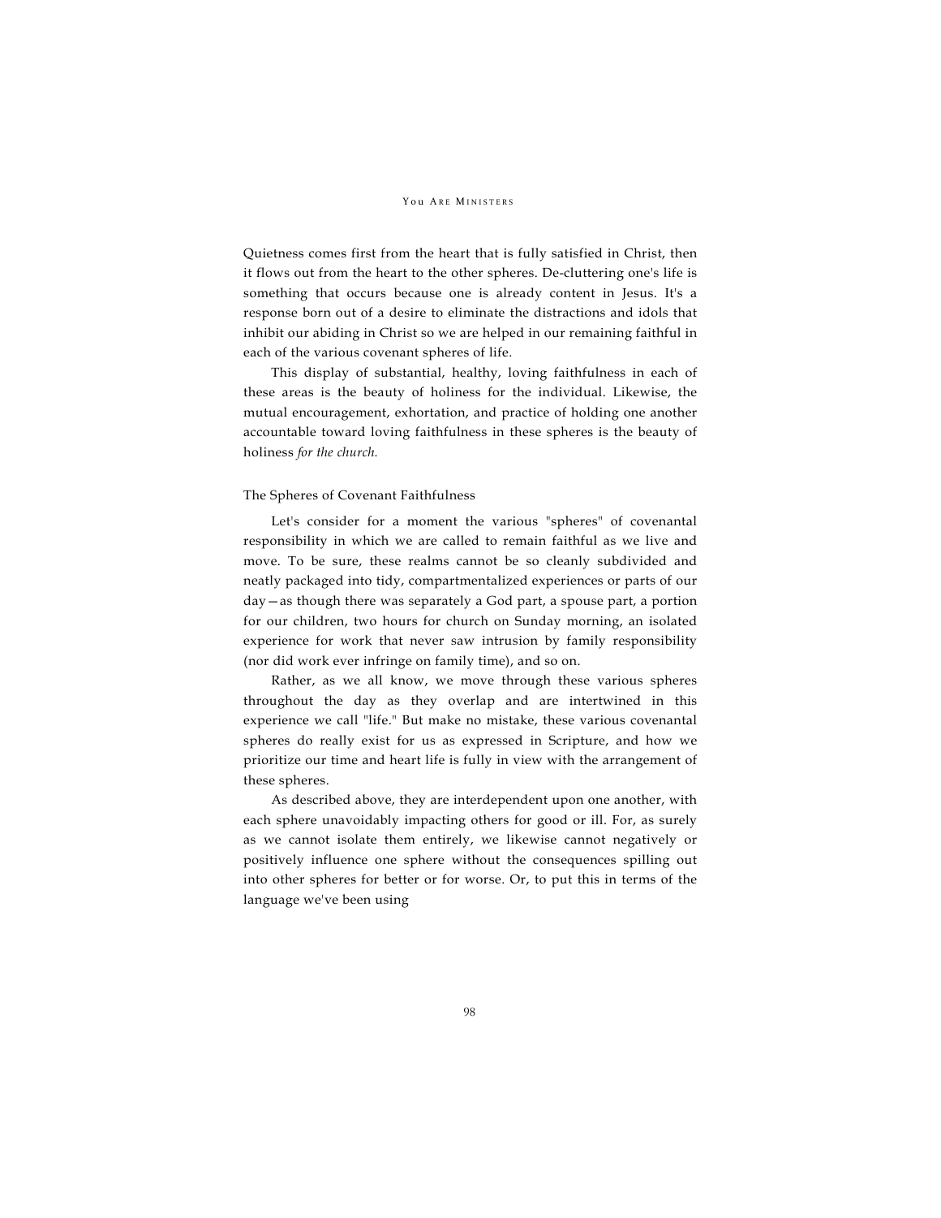Quietness comes first from the heart that is fully satisfied in Christ, then it flows out from the heart to the other spheres. De-cluttering one's life is something that occurs because one is already content in Jesus. It's a response born out of a desire to eliminate the distractions and idols that inhibit our abiding in Christ so we are helped in our remaining faithful in each of the various covenant spheres of life.

This display of substantial, healthy, loving faithfulness in each of these areas is the beauty of holiness for the individual. Likewise, the mutual encouragement, exhortation, and practice of holding one another accountable toward loving faithfulness in these spheres is the beauty of holiness *for the church.*

## The Spheres of Covenant Faithfulness

Let's consider for a moment the various "spheres" of covenantal responsibility in which we are called to remain faithful as we live and move. To be sure, these realms cannot be so cleanly subdivided and neatly packaged into tidy, compartmentalized experiences or parts of our day—as though there was separately a God part, a spouse part, a portion for our children, two hours for church on Sunday morning, an isolated experience for work that never saw intrusion by family responsibility (nor did work ever infringe on family time), and so on.

Rather, as we all know, we move through these various spheres throughout the day as they overlap and are intertwined in this experience we call "life." But make no mistake, these various covenantal spheres do really exist for us as expressed in Scripture, and how we prioritize our time and heart life is fully in view with the arrangement of these spheres.

As described above, they are interdependent upon one another, with each sphere unavoidably impacting others for good or ill. For, as surely as we cannot isolate them entirely, we likewise cannot negatively or positively influence one sphere without the consequences spilling out into other spheres for better or for worse. Or, to put this in terms of the language we've been using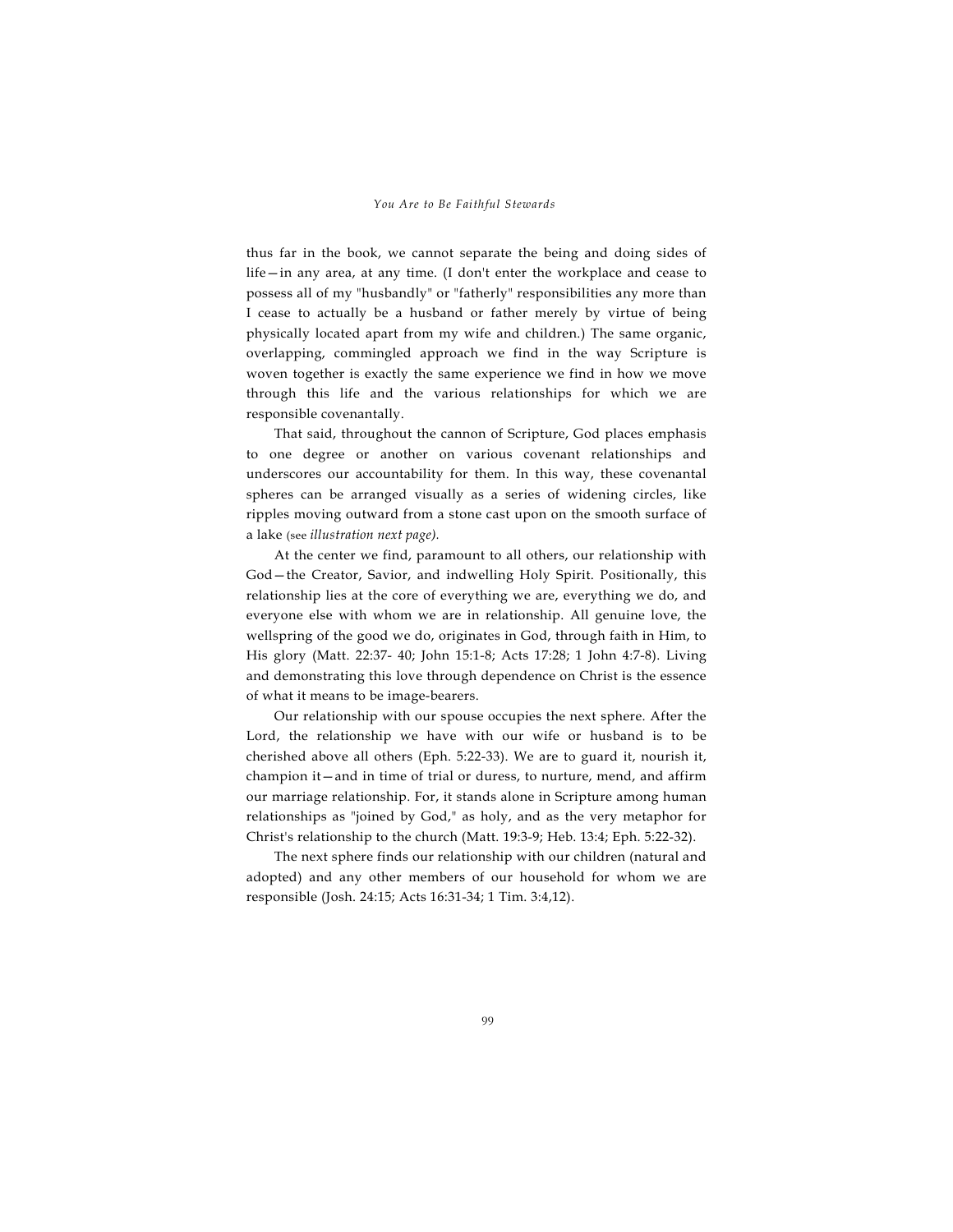thus far in the book, we cannot separate the being and doing sides of life—in any area, at any time. (I don't enter the workplace and cease to possess all of my "husbandly" or "fatherly" responsibilities any more than I cease to actually be a husband or father merely by virtue of being physically located apart from my wife and children.) The same organic, overlapping, commingled approach we find in the way Scripture is woven together is exactly the same experience we find in how we move through this life and the various relationships for which we are responsible covenantally.

That said, throughout the cannon of Scripture, God places emphasis to one degree or another on various covenant relationships and underscores our accountability for them. In this way, these covenantal spheres can be arranged visually as a series of widening circles, like ripples moving outward from a stone cast upon on the smooth surface of a lake (see *illustration next page).*

At the center we find, paramount to all others, our relationship with God—the Creator, Savior, and indwelling Holy Spirit. Positionally, this relationship lies at the core of everything we are, everything we do, and everyone else with whom we are in relationship. All genuine love, the wellspring of the good we do, originates in God, through faith in Him, to His glory (Matt. 22:37- 40; John 15:1-8; Acts 17:28; 1 John 4:7-8). Living and demonstrating this love through dependence on Christ is the essence of what it means to be image-bearers.

Our relationship with our spouse occupies the next sphere. After the Lord, the relationship we have with our wife or husband is to be cherished above all others (Eph. 5:22-33). We are to guard it, nourish it, champion it—and in time of trial or duress, to nurture, mend, and affirm our marriage relationship. For, it stands alone in Scripture among human relationships as "joined by God," as holy, and as the very metaphor for Christ's relationship to the church (Matt. 19:3-9; Heb. 13:4; Eph. 5:22-32).

The next sphere finds our relationship with our children (natural and adopted) and any other members of our household for whom we are responsible (Josh. 24:15; Acts 16:31-34; 1 Tim. 3:4,12).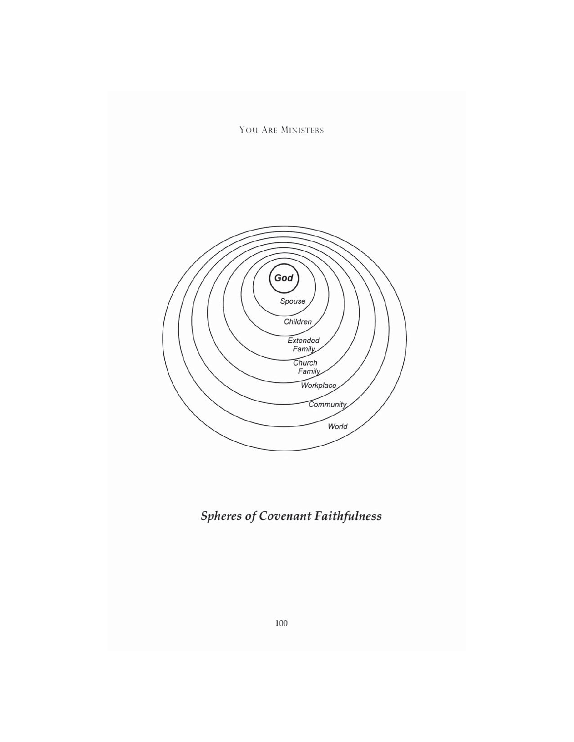God

Spouse

Children

Extended Family

Church Family

Workplace

Community

World

***Spheres of Covenant Faithfulness***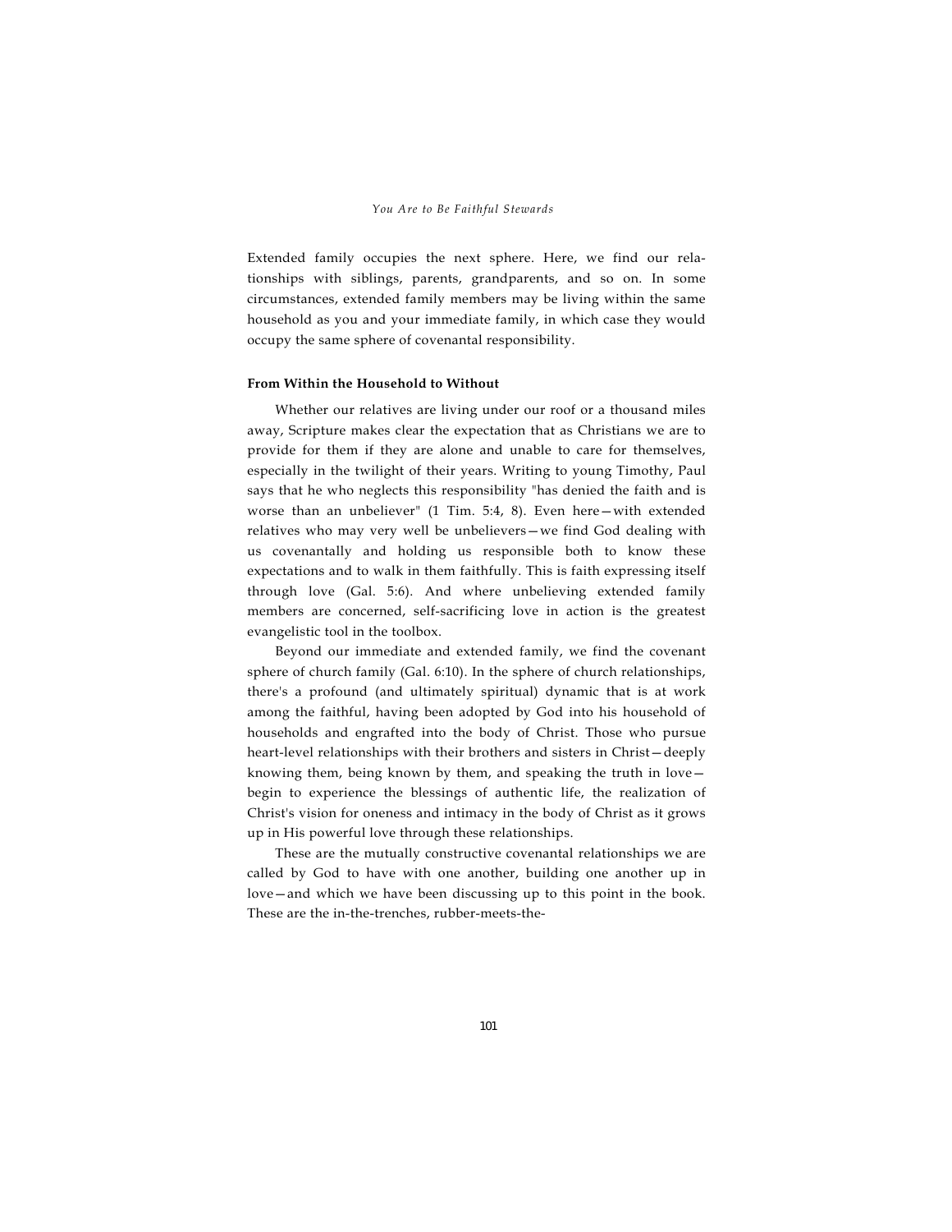Extended family occupies the next sphere. Here, we find our relationships with siblings, parents, grandparents, and so on. In some circumstances, extended family members may be living within the same household as you and your immediate family, in which case they would occupy the same sphere of covenantal responsibility.

**From Within the Household to Without**

Whether our relatives are living under our roof or a thousand miles away, Scripture makes clear the expectation that as Christians we are to provide for them if they are alone and unable to care for themselves, especially in the twilight of their years. Writing to young Timothy, Paul says that he who neglects this responsibility "has denied the faith and is worse than an unbeliever" (1 Tim. 5:4, 8). Even here—with extended relatives who may very well be unbelievers—we find God dealing with us covenantally and holding us responsible both to know these expectations and to walk in them faithfully. This is faith expressing itself through love (Gal. 5:6). And where unbelieving extended family members are concerned, self-sacrificing love in action is the greatest evangelistic tool in the toolbox.

Beyond our immediate and extended family, we find the covenant sphere of church family (Gal. 6:10). In the sphere of church relationships, there's a profound (and ultimately spiritual) dynamic that is at work among the faithful, having been adopted by God into his household of households and engrafted into the body of Christ. Those who pursue heart-level relationships with their brothers and sisters in Christ—deeply knowing them, being known by them, and speaking the truth in love—begin to experience the blessings of authentic life, the realization of Christ's vision for oneness and intimacy in the body of Christ as it grows up in His powerful love through these relationships.

These are the mutually constructive covenantal relationships we are called by God to have with one another, building one another up in love—and which we have been discussing up to this point in the book. These are the in-the-trenches, rubber-meets-the-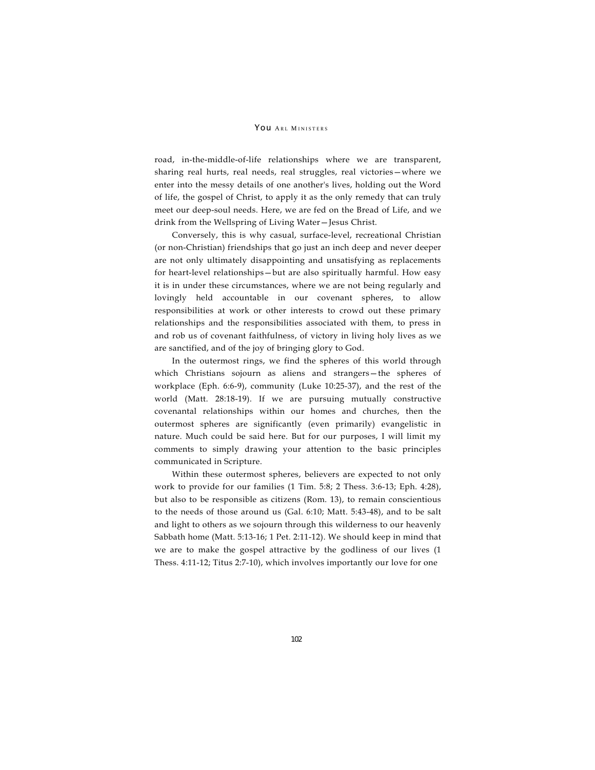road, in-the-middle-of-life relationships where we are transparent, sharing real hurts, real needs, real struggles, real victories—where we enter into the messy details of one another's lives, holding out the Word of life, the gospel of Christ, to apply it as the only remedy that can truly meet our deep-soul needs. Here, we are fed on the Bread of Life, and we drink from the Wellspring of Living Water—Jesus Christ.

Conversely, this is why casual, surface-level, recreational Christian (or non-Christian) friendships that go just an inch deep and never deeper are not only ultimately disappointing and unsatisfying as replacements for heart-level relationships—but are also spiritually harmful. How easy it is in under these circumstances, where we are not being regularly and lovingly held accountable in our covenant spheres, to allow responsibilities at work or other interests to crowd out these primary relationships and the responsibilities associated with them, to press in and rob us of covenant faithfulness, of victory in living holy lives as we are sanctified, and of the joy of bringing glory to God.

In the outermost rings, we find the spheres of this world through which Christians sojourn as aliens and strangers—the spheres of workplace (Eph. 6:6-9), community (Luke 10:25-37), and the rest of the world (Matt. 28:18-19). If we are pursuing mutually constructive covenantal relationships within our homes and churches, then the outermost spheres are significantly (even primarily) evangelistic in nature. Much could be said here. But for our purposes, I will limit my comments to simply drawing your attention to the basic principles communicated in Scripture.

Within these outermost spheres, believers are expected to not only work to provide for our families (1 Tim. 5:8; 2 Thess. 3:6-13; Eph. 4:28), but also to be responsible as citizens (Rom. 13), to remain conscientious to the needs of those around us (Gal. 6:10; Matt. 5:43-48), and to be salt and light to others as we sojourn through this wilderness to our heavenly Sabbath home (Matt. 5:13-16; 1 Pet. 2:11-12). We should keep in mind that we are to make the gospel attractive by the godliness of our lives (1 Thess. 4:11-12; Titus 2:7-10), which involves importantly our love for one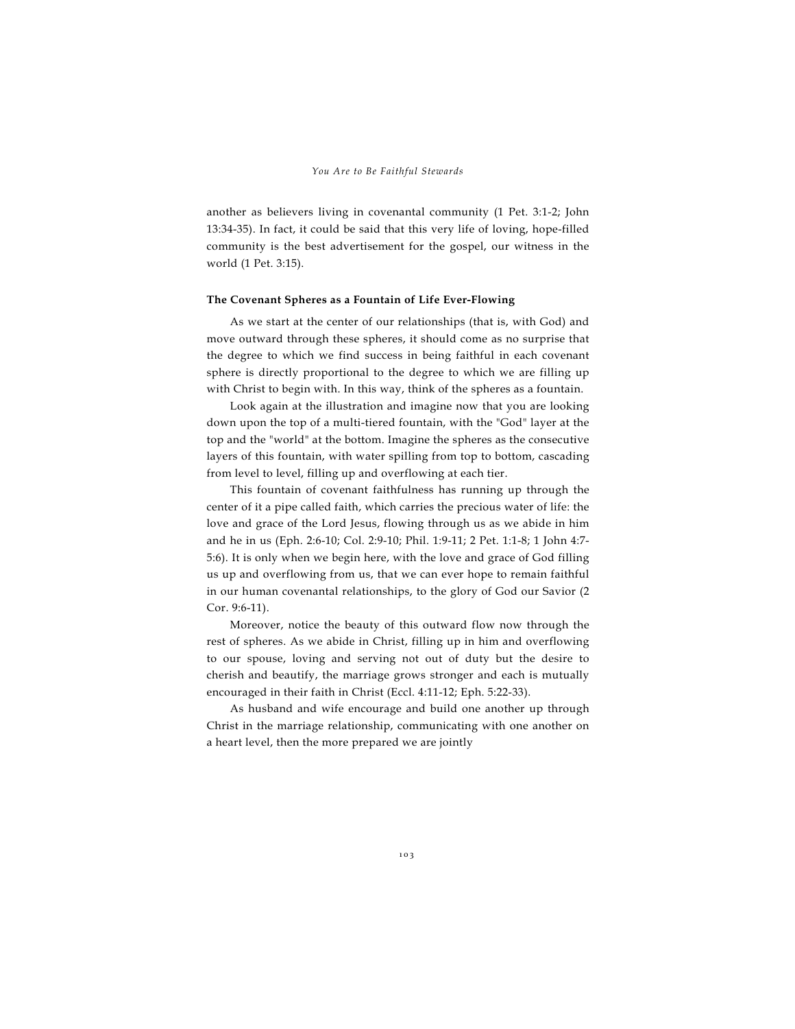another as believers living in covenantal community (1 Pet. 3:1-2; John 13:34-35). In fact, it could be said that this very life of loving, hope-filled community is the best advertisement for the gospel, our witness in the world (1 Pet. 3:15).

### The Covenant Spheres as a Fountain of Life Ever-Flowing

As we start at the center of our relationships (that is, with God) and move outward through these spheres, it should come as no surprise that the degree to which we find success in being faithful in each covenant sphere is directly proportional to the degree to which we are filling up with Christ to begin with. In this way, think of the spheres as a fountain.

Look again at the illustration and imagine now that you are looking down upon the top of a multi-tiered fountain, with the "God" layer at the top and the "world" at the bottom. Imagine the spheres as the consecutive layers of this fountain, with water spilling from top to bottom, cascading from level to level, filling up and overflowing at each tier.

This fountain of covenant faithfulness has running up through the center of it a pipe called faith, which carries the precious water of life: the love and grace of the Lord Jesus, flowing through us as we abide in him and he in us (Eph. 2:6-10; Col. 2:9-10; Phil. 1:9-11; 2 Pet. 1:1-8; 1 John 4:7-5:6). It is only when we begin here, with the love and grace of God filling us up and overflowing from us, that we can ever hope to remain faithful in our human covenantal relationships, to the glory of God our Savior (2 Cor. 9:6-11).

Moreover, notice the beauty of this outward flow now through the rest of spheres. As we abide in Christ, filling up in him and overflowing to our spouse, loving and serving not out of duty but the desire to cherish and beautify, the marriage grows stronger and each is mutually encouraged in their faith in Christ (Eccl. 4:11-12; Eph. 5:22-33).

As husband and wife encourage and build one another up through Christ in the marriage relationship, communicating with one another on a heart level, then the more prepared we are jointly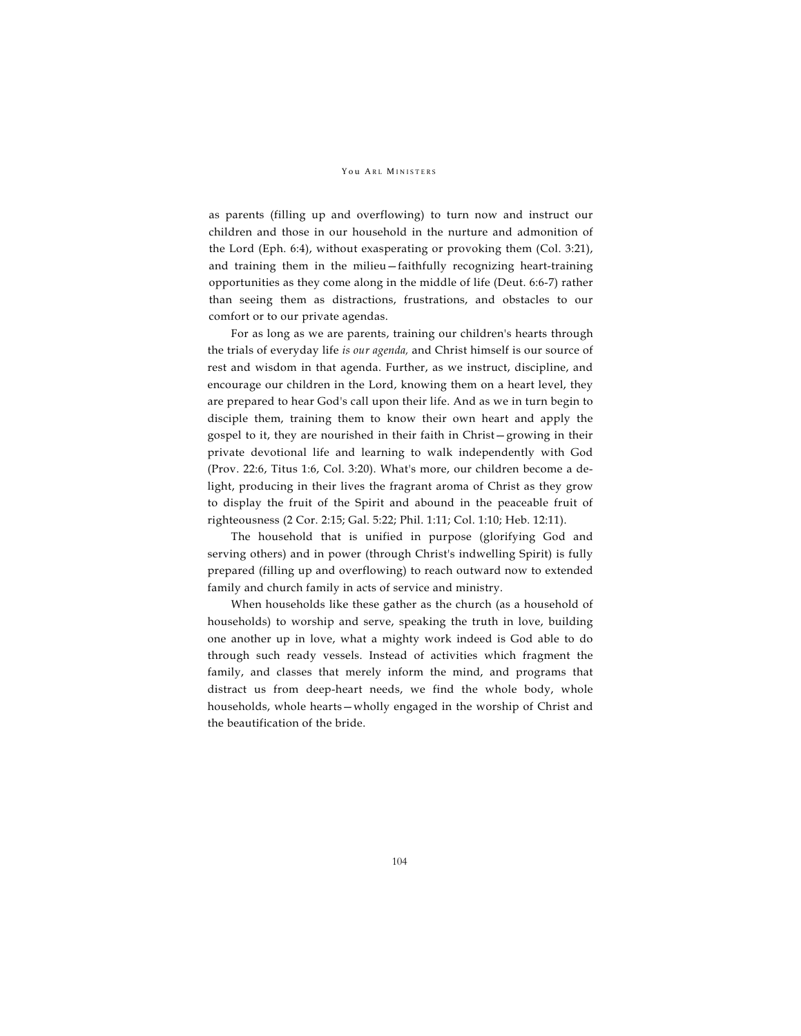as parents (filling up and overflowing) to turn now and instruct our children and those in our household in the nurture and admonition of the Lord (Eph. 6:4), without exasperating or provoking them (Col. 3:21), and training them in the milieu—faithfully recognizing heart-training opportunities as they come along in the middle of life (Deut. 6:6-7) rather than seeing them as distractions, frustrations, and obstacles to our comfort or to our private agendas.

For as long as we are parents, training our children's hearts through the trials of everyday life *is our agenda,* and Christ himself is our source of rest and wisdom in that agenda. Further, as we instruct, discipline, and encourage our children in the Lord, knowing them on a heart level, they are prepared to hear God's call upon their life. And as we in turn begin to disciple them, training them to know their own heart and apply the gospel to it, they are nourished in their faith in Christ—growing in their private devotional life and learning to walk independently with God (Prov. 22:6, Titus 1:6, Col. 3:20). What's more, our children become a delight, producing in their lives the fragrant aroma of Christ as they grow to display the fruit of the Spirit and abound in the peaceable fruit of righteousness (2 Cor. 2:15; Gal. 5:22; Phil. 1:11; Col. 1:10; Heb. 12:11).

The household that is unified in purpose (glorifying God and serving others) and in power (through Christ's indwelling Spirit) is fully prepared (filling up and overflowing) to reach outward now to extended family and church family in acts of service and ministry.

When households like these gather as the church (as a household of households) to worship and serve, speaking the truth in love, building one another up in love, what a mighty work indeed is God able to do through such ready vessels. Instead of activities which fragment the family, and classes that merely inform the mind, and programs that distract us from deep-heart needs, we find the whole body, whole households, whole hearts—wholly engaged in the worship of Christ and the beautification of the bride.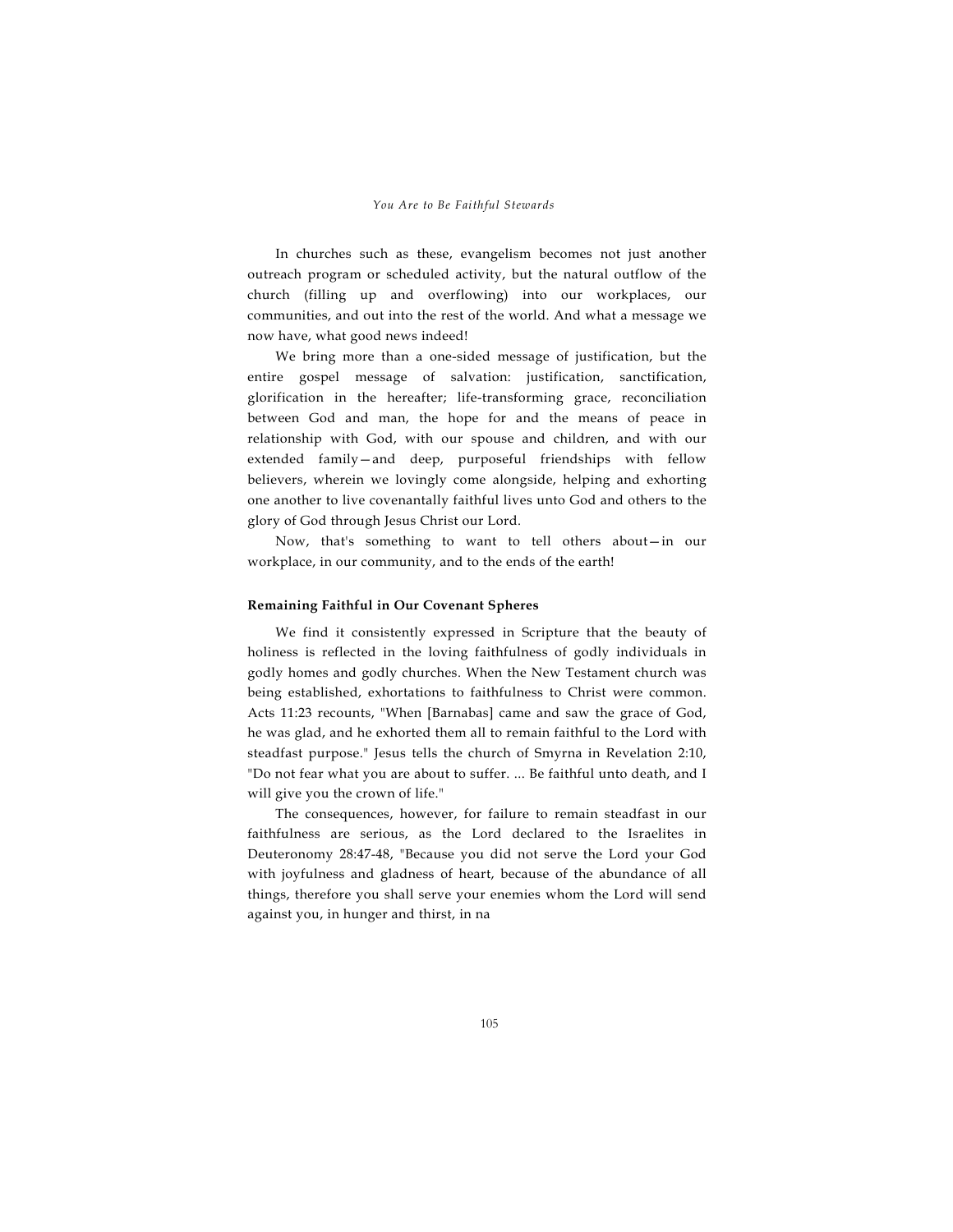In churches such as these, evangelism becomes not just another outreach program or scheduled activity, but the natural outflow of the church (filling up and overflowing) into our workplaces, our communities, and out into the rest of the world. And what a message we now have, what good news indeed!

We bring more than a one-sided message of justification, but the entire gospel message of salvation: justification, sanctification, glorification in the hereafter; life-transforming grace, reconciliation between God and man, the hope for and the means of peace in relationship with God, with our spouse and children, and with our extended family—and deep, purposeful friendships with fellow believers, wherein we lovingly come alongside, helping and exhorting one another to live covenantally faithful lives unto God and others to the glory of God through Jesus Christ our Lord.

Now, that's something to want to tell others about—in our workplace, in our community, and to the ends of the earth!

### Remaining Faithful in Our Covenant Spheres

We find it consistently expressed in Scripture that the beauty of holiness is reflected in the loving faithfulness of godly individuals in godly homes and godly churches. When the New Testament church was being established, exhortations to faithfulness to Christ were common. Acts 11:23 recounts, "When [Barnabas] came and saw the grace of God, he was glad, and he exhorted them all to remain faithful to the Lord with steadfast purpose." Jesus tells the church of Smyrna in Revelation 2:10, "Do not fear what you are about to suffer. ... Be faithful unto death, and I will give you the crown of life."

The consequences, however, for failure to remain steadfast in our faithfulness are serious, as the Lord declared to the Israelites in Deuteronomy 28:47-48, "Because you did not serve the Lord your God with joyfulness and gladness of heart, because of the abundance of all things, therefore you shall serve your enemies whom the Lord will send against you, in hunger and thirst, in na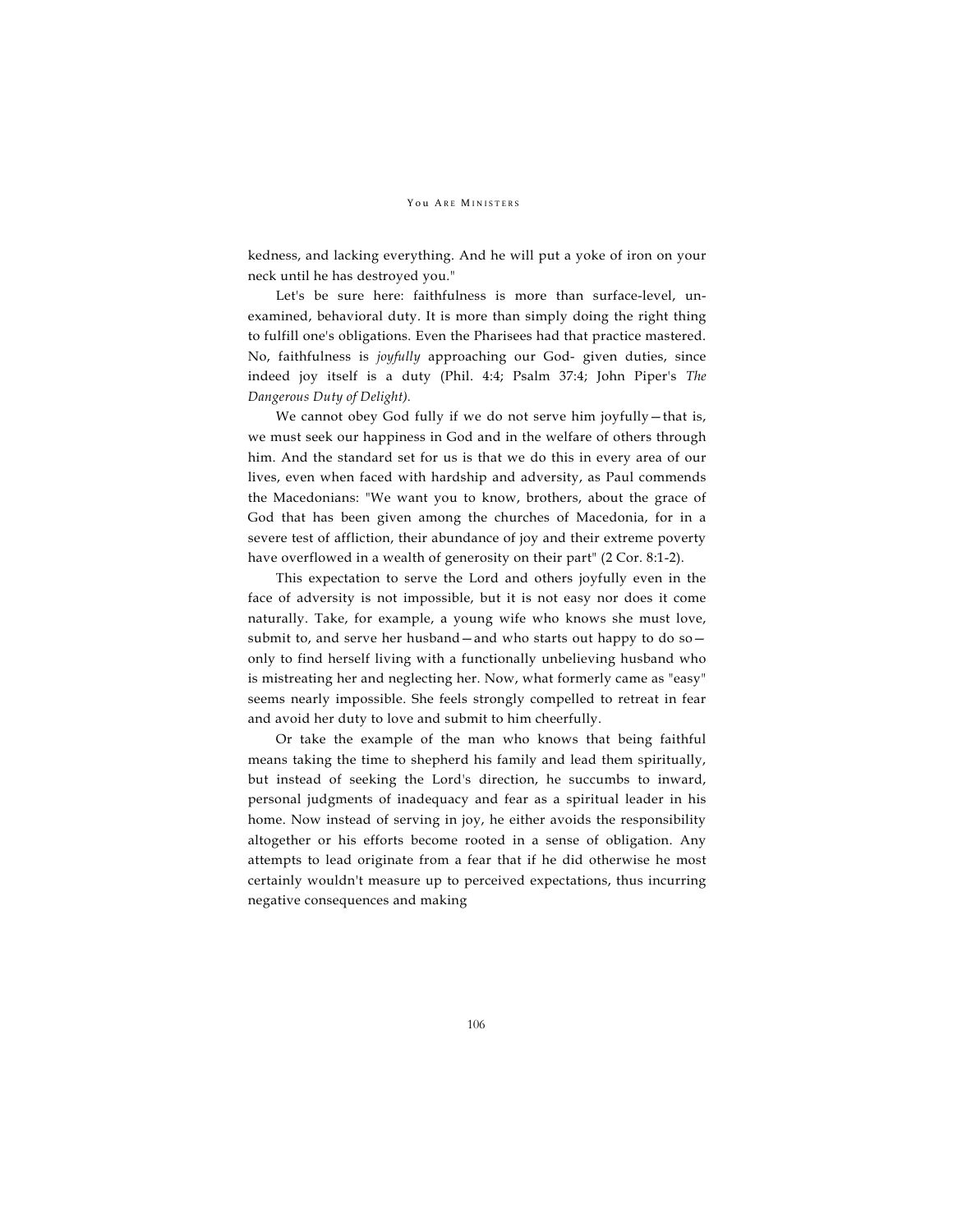kedness, and lacking everything. And he will put a yoke of iron on your neck until he has destroyed you."

Let's be sure here: faithfulness is more than surface-level, unexamined, behavioral duty. It is more than simply doing the right thing to fulfill one's obligations. Even the Pharisees had that practice mastered. No, faithfulness is *joyfully* approaching our God- given duties, since indeed joy itself is a duty (Phil. 4:4; Psalm 37:4; John Piper's *The Dangerous Duty of Delight).*

We cannot obey God fully if we do not serve him joyfully—that is, we must seek our happiness in God and in the welfare of others through him. And the standard set for us is that we do this in every area of our lives, even when faced with hardship and adversity, as Paul commends the Macedonians: "We want you to know, brothers, about the grace of God that has been given among the churches of Macedonia, for in a severe test of affliction, their abundance of joy and their extreme poverty have overflowed in a wealth of generosity on their part" (2 Cor. 8:1-2).

This expectation to serve the Lord and others joyfully even in the face of adversity is not impossible, but it is not easy nor does it come naturally. Take, for example, a young wife who knows she must love, submit to, and serve her husband—and who starts out happy to do so—only to find herself living with a functionally unbelieving husband who is mistreating her and neglecting her. Now, what formerly came as "easy" seems nearly impossible. She feels strongly compelled to retreat in fear and avoid her duty to love and submit to him cheerfully.

Or take the example of the man who knows that being faithful means taking the time to shepherd his family and lead them spiritually, but instead of seeking the Lord's direction, he succumbs to inward, personal judgments of inadequacy and fear as a spiritual leader in his home. Now instead of serving in joy, he either avoids the responsibility altogether or his efforts become rooted in a sense of obligation. Any attempts to lead originate from a fear that if he did otherwise he most certainly wouldn't measure up to perceived expectations, thus incurring negative consequences and making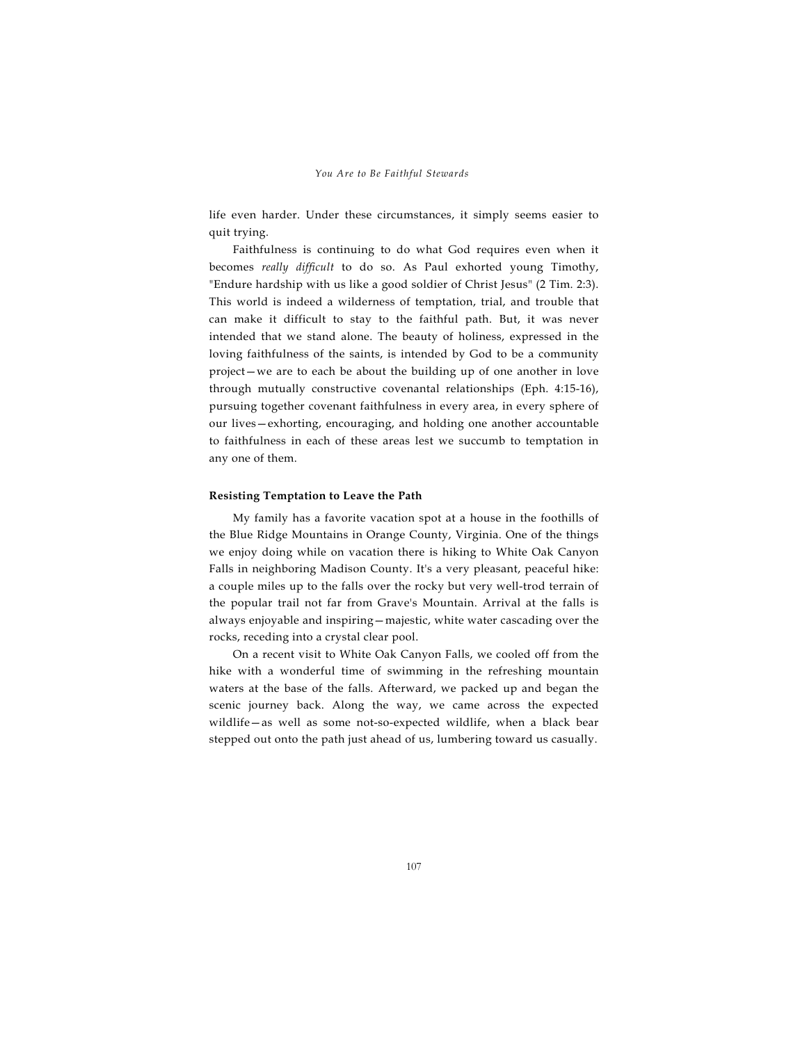life even harder. Under these circumstances, it simply seems easier to quit trying.

Faithfulness is continuing to do what God requires even when it becomes *really difficult* to do so. As Paul exhorted young Timothy, "Endure hardship with us like a good soldier of Christ Jesus" (2 Tim. 2:3). This world is indeed a wilderness of temptation, trial, and trouble that can make it difficult to stay to the faithful path. But, it was never intended that we stand alone. The beauty of holiness, expressed in the loving faithfulness of the saints, is intended by God to be a community project—we are to each be about the building up of one another in love through mutually constructive covenantal relationships (Eph. 4:15-16), pursuing together covenant faithfulness in every area, in every sphere of our lives—exhorting, encouraging, and holding one another accountable to faithfulness in each of these areas lest we succumb to temptation in any one of them.

**Resisting Temptation to Leave the Path**

My family has a favorite vacation spot at a house in the foothills of the Blue Ridge Mountains in Orange County, Virginia. One of the things we enjoy doing while on vacation there is hiking to White Oak Canyon Falls in neighboring Madison County. It's a very pleasant, peaceful hike: a couple miles up to the falls over the rocky but very well-trod terrain of the popular trail not far from Grave's Mountain. Arrival at the falls is always enjoyable and inspiring—majestic, white water cascading over the rocks, receding into a crystal clear pool.

On a recent visit to White Oak Canyon Falls, we cooled off from the hike with a wonderful time of swimming in the refreshing mountain waters at the base of the falls. Afterward, we packed up and began the scenic journey back. Along the way, we came across the expected wildlife—as well as some not-so-expected wildlife, when a black bear stepped out onto the path just ahead of us, lumbering toward us casually.